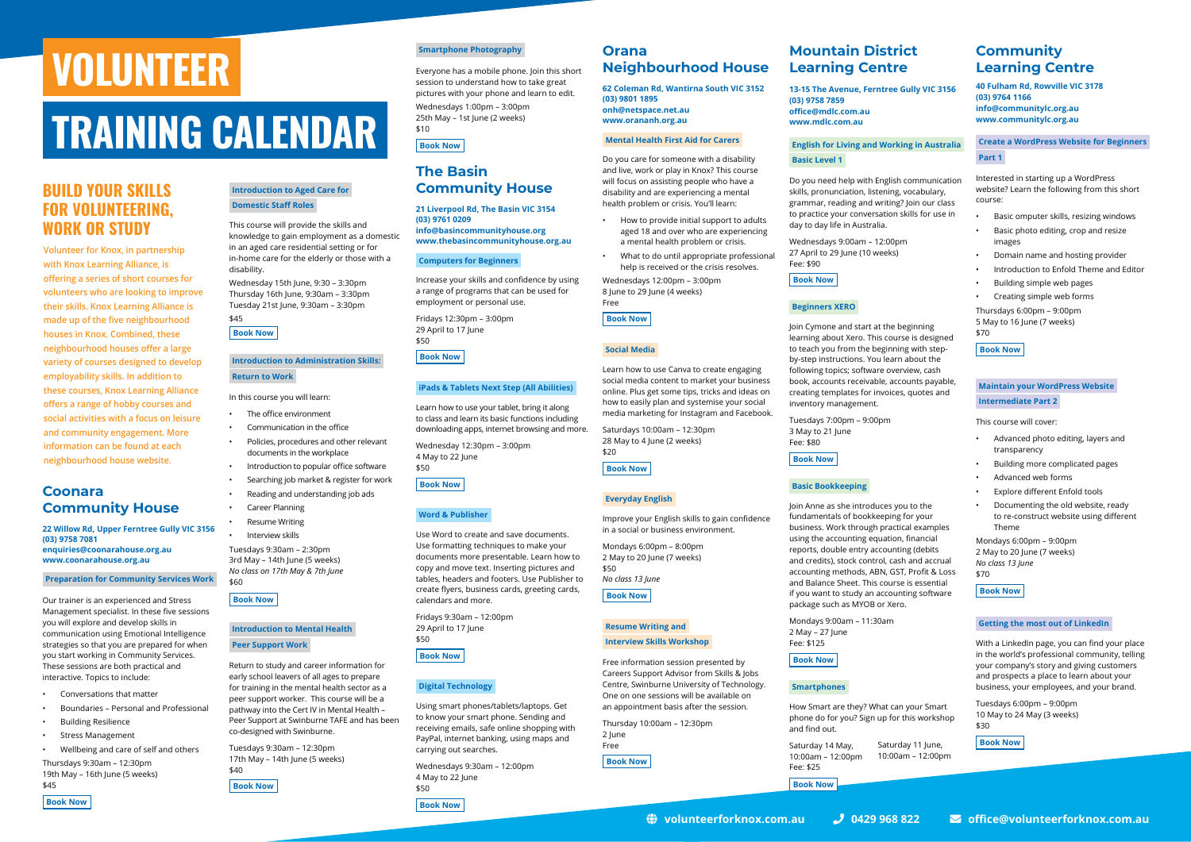# VOLUNTEER TRAINING CALENDAR

## BUILD YOUR SKILLS FOR VOLUNTEERING, WORK OR STUDY

Volunteer for Knox, in partnership with Knox Learning Alliance, is offering a series of short courses for volunteers who are looking to improve their skills. Knox Learning Alliance is made up of the five neighbourhood houses in Knox. Combined, these neighbourhood houses offer a large variety of courses designed to develop employability skills. In addition to these courses, Knox Learning Alliance offers a range of hobby courses and social activities with a focus on leisure and community engagement. More information can be found at each neighbourhood house website.

## Coonara Community House

**22 Willow Rd, Upper Ferntree Gully VIC 3156**
**(03) 9758 7081**
**enquiries@coonarahouse.org.au**
**www.coonarahouse.org.au**

### Preparation for Community Services Work

Our trainer is an experienced and Stress Management specialist. In these five sessions you will explore and develop skills in communication using Emotional Intelligence strategies so that you are prepared for when you start working in Community Services. These sessions are both practical and interactive. Topics to include:

- Conversations that matter
- Boundaries – Personal and Professional
- Building Resilience
- Stress Management
- Wellbeing and care of self and others

Thursdays 9:30am – 12:30pm
19th May – 16th June (5 weeks)
$45

**Book Now**

### Introduction to Aged Care for Domestic Staff Roles

This course will provide the skills and knowledge to gain employment as a domestic in an aged care residential setting or for in-home care for the elderly or those with a disability.

Wednesday 15th June, 9:30 – 3:30pm
Thursday 16th June, 9:30am – 3:30pm
Tuesday 21st June, 9:30am – 3:30pm
$45

**Book Now**

### Introduction to Administration Skills: Return to Work

In this course you will learn:

- The office environment
- Communication in the office
- Policies, procedures and other relevant documents in the workplace
- Introduction to popular office software
- Searching job market & register for work
- Reading and understanding job ads
- Career Planning
- Resume Writing
- Interview skills

Tuesdays 9:30am – 2:30pm
3rd May – 14th June (5 weeks)
*No class on 17th May & 7th June*
$60

**Book Now**

### Introduction to Mental Health Peer Support Work

Return to study and career information for early school leavers of all ages to prepare for training in the mental health sector as a peer support worker. This course will be a pathway into the Cert IV in Mental Health – Peer Support at Swinburne TAFE and has been co-designed with Swinburne.

Tuesdays 9:30am – 12:30pm
17th May – 14th June (5 weeks)
$40

**Book Now**

### Smartphone Photography

Everyone has a mobile phone. Join this short session to understand how to take great pictures with your phone and learn to edit.

Wednesdays 1:00pm – 3:00pm
25th May – 1st June (2 weeks)
$10

**Book Now**

## The Basin Community House

**21 Liverpool Rd, The Basin VIC 3154**
**(03) 9761 0209**
**info@basincommunityhouse.org**
**www.thebasincommunityhouse.org.au**

### Computers for Beginners

Increase your skills and confidence by using a range of programs that can be used for employment or personal use.

Fridays 12:30pm – 3:00pm
29 April to 17 June
$50

**Book Now**

### iPads & Tablets Next Step (All Abilities)

Learn how to use your tablet, bring it along to class and learn its basic functions including downloading apps, internet browsing and more.

Wednesday 12:30pm – 3:00pm
4 May to 22 June
$50

**Book Now**

### Word & Publisher

Use Word to create and save documents. Use formatting techniques to make your documents more presentable. Learn how to copy and move text. Inserting pictures and tables, headers and footers. Use Publisher to create flyers, business cards, greeting cards, calendars and more.

Fridays 9:30am – 12:00pm
29 April to 17 June
$50

**Book Now**

### Digital Technology

Using smart phones/tablets/laptops. Get to know your smart phone. Sending and receiving emails, safe online shopping with PayPal, internet banking, using maps and carrying out searches.

Wednesdays 9:30am – 12:00pm
4 May to 22 June
$50

**Book Now**

## Orana Neighbourhood House

**62 Coleman Rd, Wantirna South VIC 3152**
**(03) 9801 1895**
**onh@netspace.net.au**
**www.orananh.org.au**

### Mental Health First Aid for Carers

Do you care for someone with a disability and live, work or play in Knox? This course will focus on assisting people who have a disability and are experiencing a mental health problem or crisis. You'll learn:

- How to provide initial support to adults aged 18 and over who are experiencing a mental health problem or crisis.
- What to do until appropriate professional help is received or the crisis resolves.

Wednesdays 12:00pm – 3:00pm
8 June to 29 June (4 weeks)
Free

**Book Now**

### Social Media

Learn how to use Canva to create engaging social media content to market your business online. Plus get some tips, tricks and ideas on how to easily plan and systemise your social media marketing for Instagram and Facebook.

Saturdays 10:00am – 12:30pm
28 May to 4 June (2 weeks)
$20

**Book Now**

### Everyday English

Improve your English skills to gain confidence in a social or business environment.

Mondays 6:00pm – 8:00pm
2 May to 20 June (7 weeks)
$50
*No class 13 June*

**Book Now**

### Resume Writing and Interview Skills Workshop

Free information session presented by Careers Support Advisor from Skills & Jobs Centre, Swinburne University of Technology. One on one sessions will be available on an appointment basis after the session.

Thursday 10:00am – 12:30pm
2 June
Free

**Book Now**

## Mountain District Learning Centre

**13-15 The Avenue, Ferntree Gully VIC 3156**
**(03) 9758 7859**
**office@mdlc.com.au**
**www.mdlc.com.au**

### English for Living and Working in Australia Basic Level 1

Do you need help with English communication skills, pronunciation, listening, vocabulary, grammar, reading and writing? Join our class to practice your conversation skills for use in day to day life in Australia.

Wednesdays 9:00am – 12:00pm
27 April to 29 June (10 weeks)
Fee: $90

**Book Now**

### Beginners XERO

Join Cymone and start at the beginning learning about Xero. This course is designed to teach you from the beginning with step-by-step instructions. You learn about the following topics; software overview, cash book, accounts receivable, accounts payable, creating templates for invoices, quotes and inventory management.

Tuesdays 7:00pm – 9:00pm
3 May to 21 June
Fee: $80

**Book Now**

### Basic Bookkeeping

Join Anne as she introduces you to the fundamentals of bookkeeping for your business. Work through practical examples using the accounting equation, financial reports, double entry accounting (debits and credits), stock control, cash and accrual accounting methods, ABN, GST, Profit & Loss and Balance Sheet. This course is essential if you want to study an accounting software package such as MYOB or Xero.

Mondays 9:00am – 11:30am
2 May – 27 June
Fee: $125

**Book Now**

### Smartphones

How Smart are they? What can your Smart phone do for you? Sign up for this workshop and find out.

Saturday 14 May, 10:00am – 12:00pm
Saturday 11 June, 10:00am – 12:00pm
Fee: $25

**Book Now**

## Community Learning Centre

**40 Fulham Rd, Rowville VIC 3178**
**(03) 9764 1166**
**info@communitylc.org.au**
**www.communitylc.org.au**

### Create a WordPress Website for Beginners Part 1

Interested in starting up a WordPress website? Learn the following from this short course:

- Basic omputer skills, resizing windows
- Basic photo editing, crop and resize images
- Domain name and hosting provider
- Introduction to Enfold Theme and Editor
- Building simple web pages
- Creating simple web forms

Thursdays 6:00pm – 9:00pm
5 May to 16 June (7 weeks)
$70

**Book Now**

### Maintain your WordPress Website Intermediate Part 2

This course will cover:

- Advanced photo editing, layers and transparency
- Building more complicated pages
- Advanced web forms
- Explore different Enfold tools
- Documenting the old website, ready to re-construct website using different Theme

Mondays 6:00pm – 9:00pm
2 May to 20 June (7 weeks)
*No class 13 June*
$70

**Book Now**

### Getting the most out of LinkedIn

With a LinkedIn page, you can find your place in the world's professional community, telling your company's story and giving customers and prospects a place to learn about your business, your employees, and your brand.

Tuesdays 6:00pm – 9:00pm
10 May to 24 May (3 weeks)
$30

**Book Now**

volunteerforknox.com.au | 0429 968 822 | office@volunteerforknox.com.au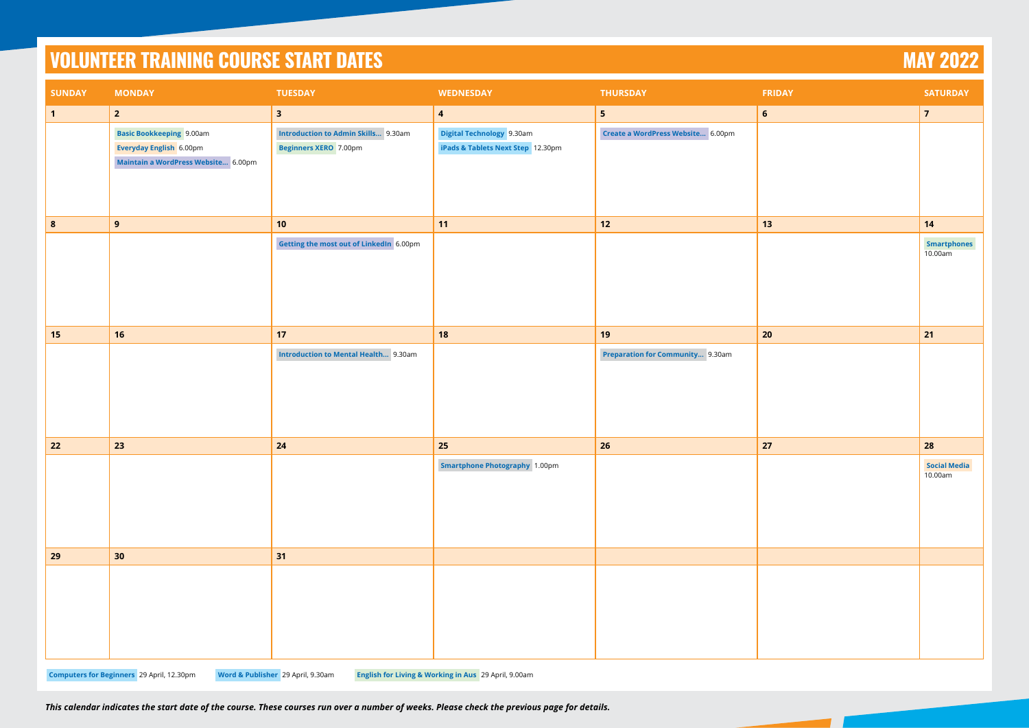# VOLUNTEER TRAINING COURSE START DATES

## MAY 2022

| SUNDAY | MONDAY | TUESDAY | WEDNESDAY | THURSDAY | FRIDAY | SATURDAY |
|---|---|---|---|---|---|---|
| **1** | **2** | **3** | **4** | **5** | **6** | **7** |
| | **Basic Bookkeeping** 9.00am<br>**Everyday English** 6.00pm<br>**Maintain a WordPress Website...** 6.00pm | **Introduction to Admin Skills...** 9.30am<br>**Beginners XERO** 7.00pm | **Digital Technology** 9.30am<br>**iPads & Tablets Next Step** 12.30pm | **Create a WordPress Website...** 6.00pm | | |
| **8** | **9** | **10** | **11** | **12** | **13** | **14** |
| | | **Getting the most out of LinkedIn** 6.00pm | | | | **Smartphones** 10.00am |
| **15** | **16** | **17** | **18** | **19** | **20** | **21** |
| | | **Introduction to Mental Health...** 9.30am | | **Preparation for Community...** 9.30am | | |
| **22** | **23** | **24** | **25** | **26** | **27** | **28** |
| | | | **Smartphone Photography** 1.00pm | | | **Social Media** 10.00am |
| **29** | **30** | **31** | | | | |
| | | | | | | |

**Computers for Beginners** 29 April, 12.30pm   **Word & Publisher** 29 April, 9.30am   **English for Living & Working in Aus** 29 April, 9.00am

***This calendar indicates the start date of the course. These courses run over a number of weeks. Please check the previous page for details.***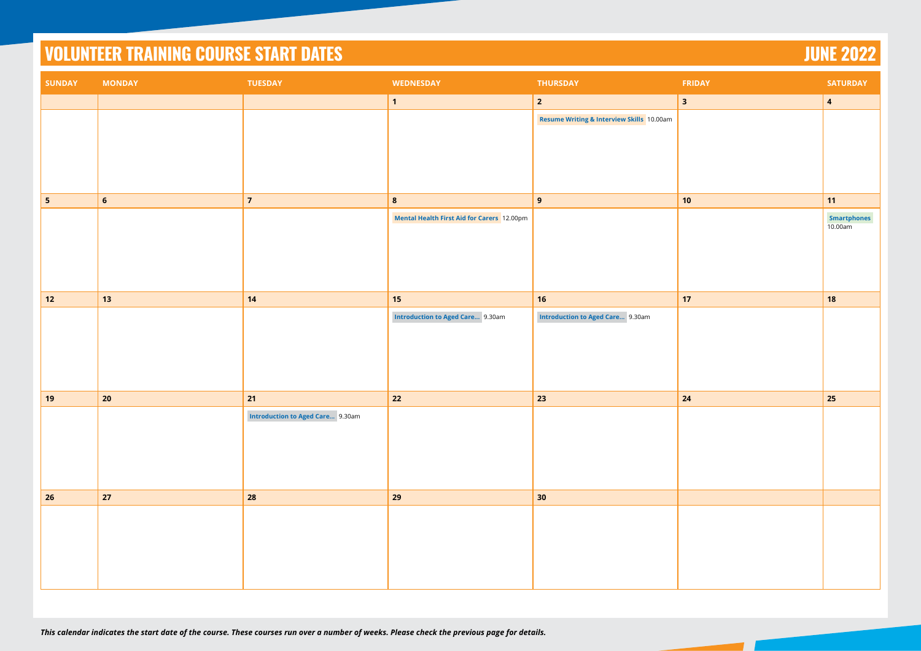# VOLUNTEER TRAINING COURSE START DATES

## JUNE 2022

| SUNDAY | MONDAY | TUESDAY | WEDNESDAY | THURSDAY | FRIDAY | SATURDAY |
|---|---|---|---|---|---|---|
| | | | 1 | 2<br>**Resume Writing & Interview Skills** 10.00am | 3 | 4 |
| 5 | 6 | 7 | 8<br>**Mental Health First Aid for Carers** 12.00pm | 9 | 10 | 11<br>**Smartphones** 10.00am |
| 12 | 13 | 14 | 15<br>**Introduction to Aged Care...** 9.30am | 16<br>**Introduction to Aged Care...** 9.30am | 17 | 18 |
| 19 | 20 | 21<br>**Introduction to Aged Care...** 9.30am | 22 | 23 | 24 | 25 |
| 26 | 27 | 28 | 29 | 30 | | |

*This calendar indicates the start date of the course. These courses run over a number of weeks. Please check the previous page for details.*